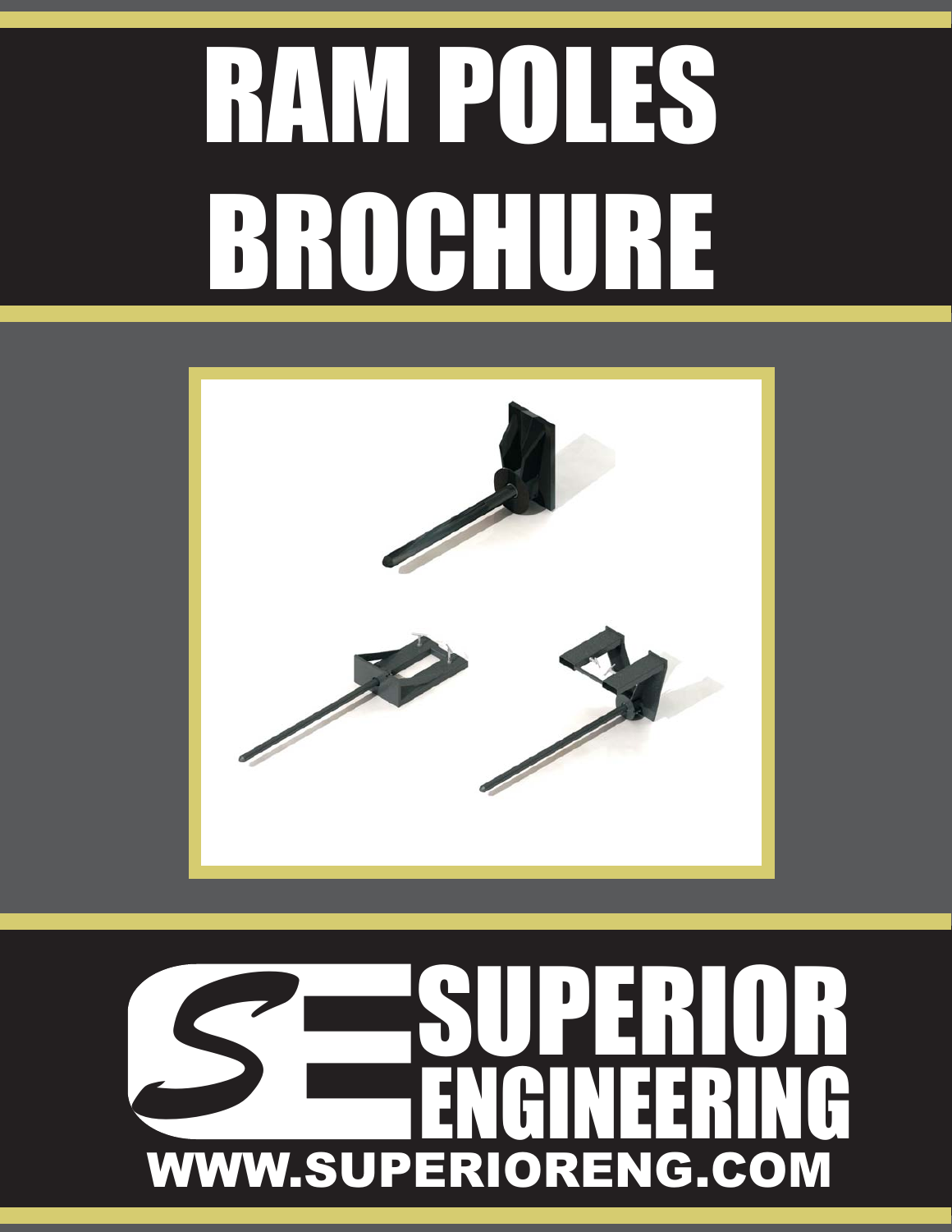# RAM POLES BROCHURE

SUPERIOR ENGINEERING

WWW.SUPERIORENG.COM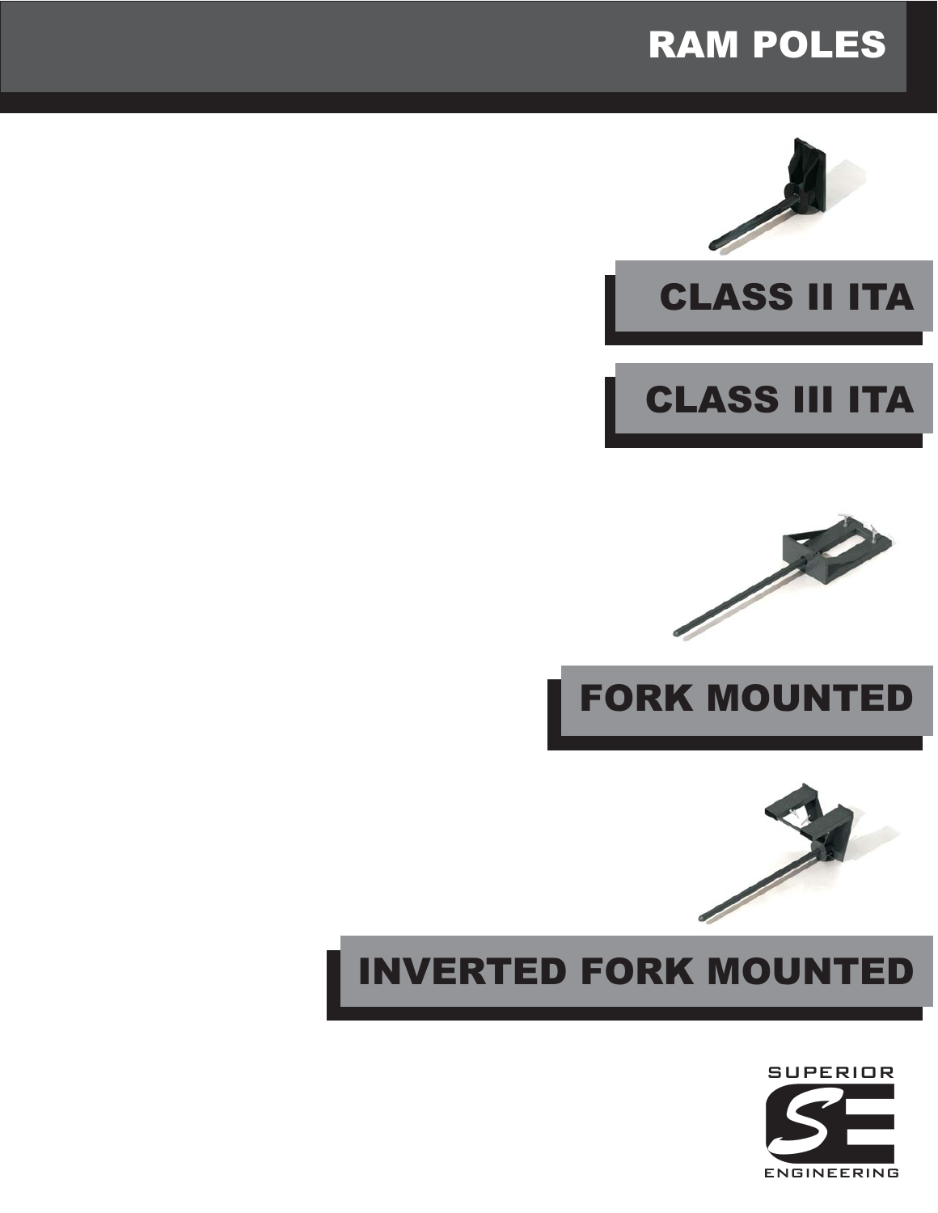# RAM POLES

## CLASS II ITA

## CLASS III ITA

## FORK MOUNTED

## INVERTED FORK MOUNTED

SUPERIOR

SE

ENGINEERING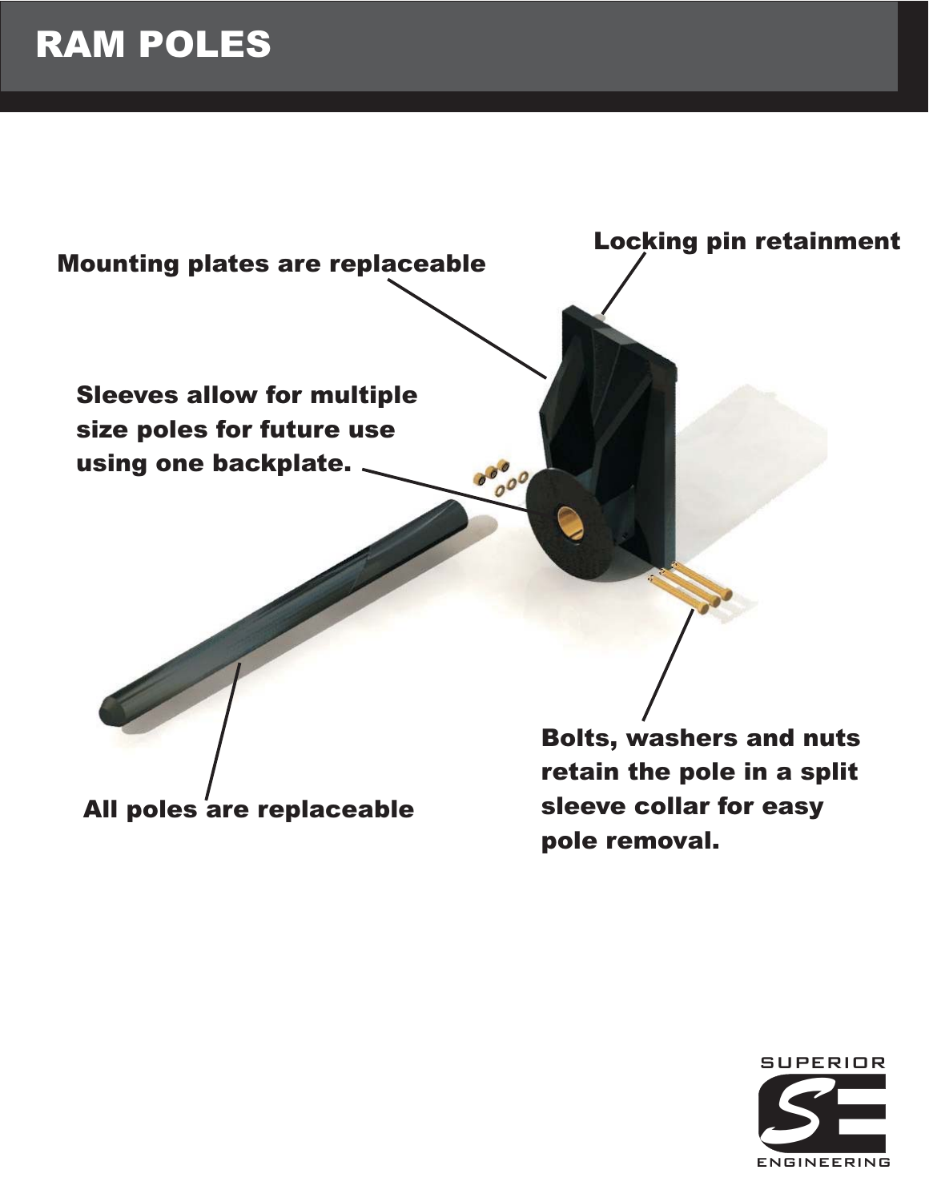# RAM POLES

Locking pin retainment

Mounting plates are replaceable

Sleeves allow for multiple size poles for future use using one backplate.

All poles are replaceable

Bolts, washers and nuts retain the pole in a split sleeve collar for easy pole removal.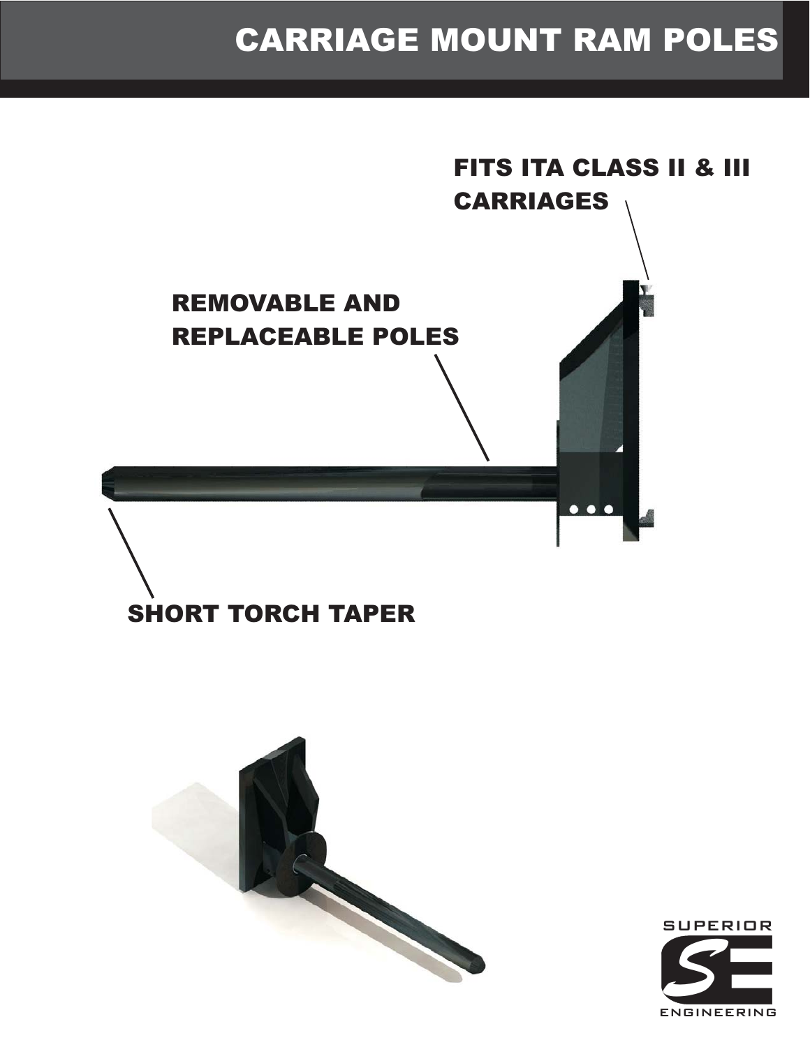# CARRIAGE MOUNT RAM POLES

FITS ITA CLASS II & III CARRIAGES

REMOVABLE AND REPLACEABLE POLES

SHORT TORCH TAPER

SUPERIOR ENGINEERING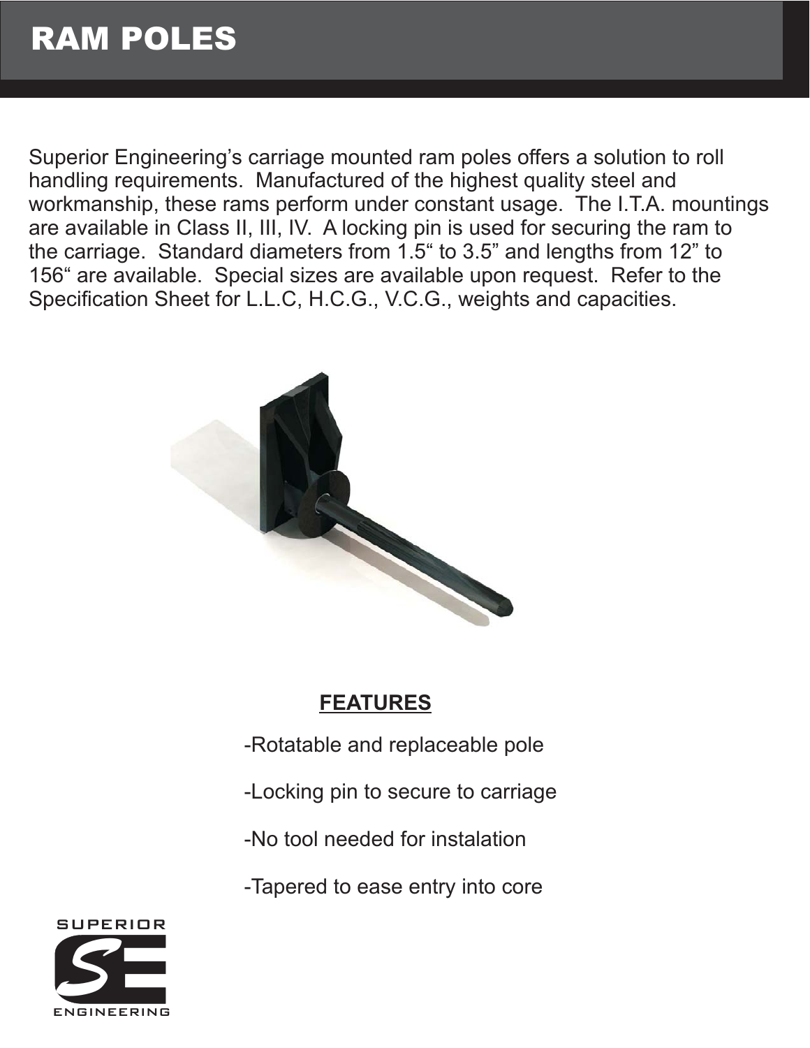# RAM POLES

Superior Engineering's carriage mounted ram poles offers a solution to roll handling requirements. Manufactured of the highest quality steel and workmanship, these rams perform under constant usage. The I.T.A. mountings are available in Class II, III, IV. A locking pin is used for securing the ram to the carriage. Standard diameters from 1.5" to 3.5" and lengths from 12" to 156" are available. Special sizes are available upon request. Refer to the Specification Sheet for L.L.C, H.C.G., V.C.G., weights and capacities.

## FEATURES

- Rotatable and replaceable pole
- Locking pin to secure to carriage
- No tool needed for instalation
- Tapered to ease entry into core

SUPERIOR SE ENGINEERING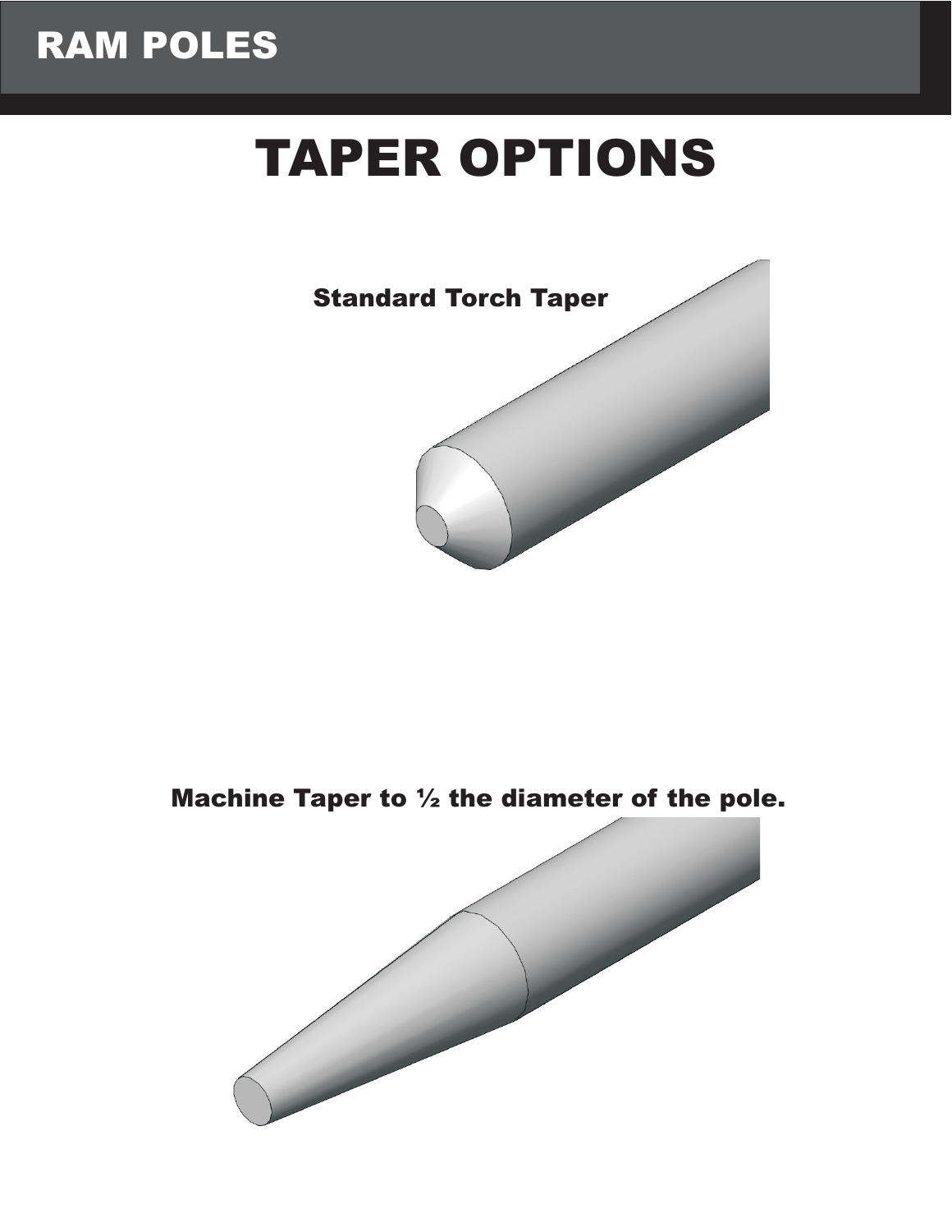# TAPER OPTIONS

**Standard Torch Taper**

**Machine Taper to ½ the diameter of the pole.**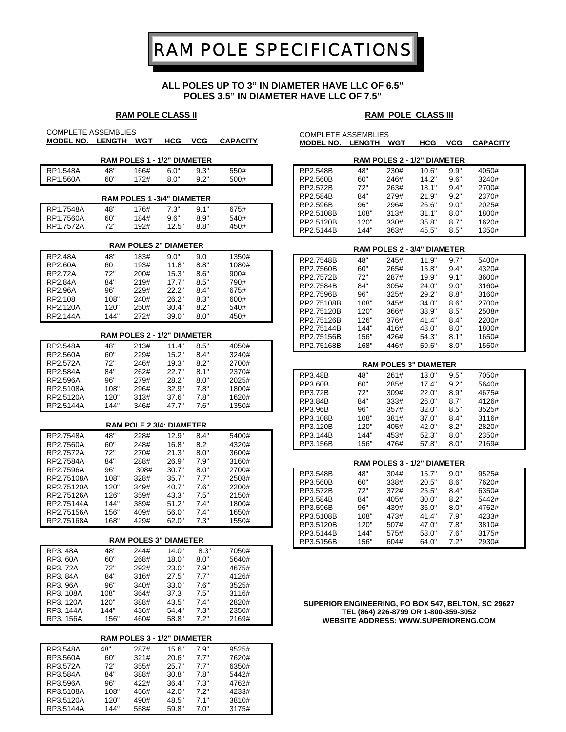# RAM POLE SPECIFICATIONS

**ALL POLES UP TO 3" IN DIAMETER HAVE LLC OF 6.5"**
**POLES 3.5" IN DIAMETER HAVE LLC OF 7.5"**

## RAM POLE CLASS II

COMPLETE ASSEMBLIES

| MODEL NO. | LENGTH | WGT | HCG | VCG | CAPACITY |
|---|---|---|---|---|---|
| **RAM POLES 1 - 1/2" DIAMETER** | | | | | |
| RP1.548A | 48" | 166# | 6.0" | 9.3" | 550# |
| RP1.560A | 60" | 172# | 8.0" | 9.2" | 500# |
| **RAM POLES 1 -3/4" DIAMETER** | | | | | |
| RP1.7548A | 48" | 176# | 7.3" | 9.1" | 675# |
| RP1.7560A | 60" | 184# | 9.6" | 8.9" | 540# |
| RP1.7572A | 72" | 192# | 12.5" | 8.8" | 450# |
| **RAM POLES 2" DIAMETER** | | | | | |
| RP2.48A | 48" | 183# | 9.0" | 9.0 | 1350# |
| RP2.60A | 60 | 193# | 11.8" | 8.8" | 1080# |
| RP2.72A | 72" | 200# | 15.3" | 8.6" | 900# |
| RP2.84A | 84" | 219# | 17.7" | 8.5" | 790# |
| RP2.96A | 96" | 229# | 22.2" | 8.4" | 675# |
| RP2.108 | 108" | 240# | 26.2" | 8.3" | 600# |
| RP2.120A | 120" | 250# | 30.4" | 8.2" | 540# |
| RP2.144A | 144" | 272# | 39.0" | 8.0" | 450# |
| **RAM POLES 2 - 1/2" DIAMETER** | | | | | |
| RP2.548A | 48" | 213# | 11.4" | 8.5" | 4050# |
| RP2.560A | 60" | 229# | 15.2" | 8.4" | 3240# |
| RP2.572A | 72" | 246# | 19.3" | 8.2" | 2700# |
| RP2.584A | 84" | 262# | 22.7" | 8.1" | 2370# |
| RP2.596A | 96" | 279# | 28.2" | 8.0" | 2025# |
| RP2.5108A | 108" | 296# | 32.9" | 7.8" | 1800# |
| RP2.5120A | 120" | 313# | 37.6" | 7.8" | 1620# |
| RP2.5144A | 144" | 346# | 47.7" | 7.6" | 1350# |
| **RAM POLE 2 3/4: DIAMETER** | | | | | |
| RP2.7548A | 48" | 228# | 12.9" | 8.4" | 5400# |
| RP2.7560A | 60" | 248# | 16.8" | 8.2 | 4320# |
| RP2.7572A | 72" | 270# | 21.3" | 8.0" | 3600# |
| RP2.7584A | 84" | 288# | 26.9" | 7.9" | 3160# |
| RP2.7596A | 96" | 308# | 30.7" | 8.0" | 2700# |
| RP2.75108A | 108" | 328# | 35.7" | 7.7" | 2508# |
| RP2.75120A | 120" | 349# | 40.7" | 7.6" | 2200# |
| RP2.75126A | 126" | 359# | 43.3" | 7.5" | 2150# |
| RP2.75144A | 144" | 389# | 51.2" | 7.4" | 1800# |
| RP2.75156A | 156" | 409# | 56.0" | 7.4" | 1650# |
| RP2.75168A | 168" | 429# | 62.0" | 7.3" | 1550# |
| **RAM POLES 3" DIAMETER** | | | | | |
| RP3. 48A | 48" | 244# | 14.0" | 8.3" | 7050# |
| RP3. 60A | 60" | 268# | 18.0" | 8.0" | 5640# |
| RP3. 72A | 72" | 292# | 23.0" | 7.9" | 4675# |
| RP3. 84A | 84" | 316# | 27.5" | 7.7" | 4126# |
| RP3. 96A | 96" | 340# | 33.0" | 7.6" | 3525# |
| RP3. 108A | 108" | 364# | 37.3 | 7.5" | 3116# |
| RP3. 120A | 120" | 388# | 43.5" | 7.4" | 2820# |
| RP3. 144A | 144" | 436# | 54.4" | 7.3" | 2350# |
| RP3. 156A | 156" | 460# | 58.8" | 7.2" | 2169# |
| **RAM POLES 3 - 1/2" DIAMETER** | | | | | |
| RP3.548A | 48" | 287# | 15.6" | 7.9" | 9525# |
| RP3.560A | 60" | 321# | 20.6" | 7.7" | 7620# |
| RP3.572A | 72" | 355# | 25.7" | 7.7" | 6350# |
| RP3.584A | 84" | 388# | 30.8" | 7.8" | 5442# |
| RP3.596A | 96" | 422# | 36.4" | 7.3" | 4762# |
| RP3.5108A | 108" | 456# | 42.0" | 7.2" | 4233# |
| RP3.5120A | 120" | 490# | 48.5" | 7.1" | 3810# |
| RP3.5144A | 144" | 558# | 59.8" | 7.0" | 3175# |

## RAM POLE CLASS III

COMPLETE ASSEMBLIES

| MODEL NO. | LENGTH | WGT | HCG | VCG | CAPACITY |
|---|---|---|---|---|---|
| **RAM POLES 2 - 1/2" DIAMETER** | | | | | |
| RP2.548B | 48" | 230# | 10.6" | 9.9" | 4050# |
| RP2.560B | 60" | 246# | 14.2" | 9.6" | 3240# |
| RP2.572B | 72" | 263# | 18.1" | 9.4" | 2700# |
| RP2.584B | 84" | 279# | 21.9" | 9.2" | 2370# |
| RP2.596B | 96" | 296# | 26.6" | 9.0" | 2025# |
| RP2.5108B | 108" | 313# | 31.1" | 8.0" | 1800# |
| RP2.5120B | 120" | 330# | 35.8" | 8.7" | 1620# |
| RP2.5144B | 144" | 363# | 45.5" | 8.5" | 1350# |
| **RAM POLES 2 - 3/4" DIAMETER** | | | | | |
| RP2.7548B | 48" | 245# | 11.9" | 9.7" | 5400# |
| RP2.7560B | 60" | 265# | 15.8" | 9.4" | 4320# |
| RP2.7572B | 72" | 287# | 19.9" | 9.1" | 3600# |
| RP2.7584B | 84" | 305# | 24.0" | 9.0" | 3160# |
| RP2.7596B | 96" | 325# | 29.2" | 8.8" | 3160# |
| RP2.75108B | 108" | 345# | 34.0" | 8.6" | 2700# |
| RP2.75120B | 120" | 366# | 38.9" | 8.5" | 2508# |
| RP2.75126B | 126" | 376# | 41.4" | 8.4" | 2200# |
| RP2.75144B | 144" | 416# | 48.0" | 8.0" | 1800# |
| RP2.75156B | 156" | 426# | 54.3" | 8.1" | 1650# |
| RP2.75168B | 168" | 446# | 59.6" | 8.0" | 1550# |
| **RAM POLES 3" DIAMETER** | | | | | |
| RP3.48B | 48" | 261# | 13.0" | 9.5" | 7050# |
| RP3.60B | 60" | 285# | 17.4" | 9.2" | 5640# |
| RP3.72B | 72" | 309# | 22.0" | 8.9" | 4675# |
| RP3.84B | 84" | 333# | 26.0" | 8.7' | 4126# |
| RP3.96B | 96" | 357# | 32.0" | 8.5" | 3525# |
| RP3.108B | 108" | 381# | 37.0" | 8.4" | 3116# |
| RP3.120B | 120" | 405# | 42.0" | 8.2" | 2820# |
| RP3.144B | 144" | 453# | 52.3" | 8.0" | 2350# |
| RP3.156B | 156" | 476# | 57.8" | 8.0" | 2169# |
| **RAM POLES 3 - 1/2" DIAMETER** | | | | | |
| RP3.548B | 48" | 304# | 15.7" | 9.0" | 9525# |
| RP3.560B | 60" | 338# | 20.5" | 8.6" | 7620# |
| RP3.572B | 72" | 372# | 25.5" | 8.4" | 6350# |
| RP3.584B | 84" | 405# | 30.0" | 8.2" | 5442# |
| RP3.596B | 96" | 439# | 36.0" | 8.0" | 4762# |
| RP3.5108B | 108" | 473# | 41.4" | 7.9" | 4233# |
| RP3.5120B | 120" | 507# | 47.0" | 7.8" | 3810# |
| RP3.5144B | 144" | 575# | 58.0" | 7.6" | 3175# |
| RP3.5156B | 156" | 604# | 64.0" | 7.2" | 2930# |

**SUPERIOR ENGINEERING, PO BOX 547, BELTON, SC 29627**
**TEL (864) 226-8799 OR 1-800-359-3052**
**WEBSITE ADDRESS: WWW.SUPERIORENG.COM**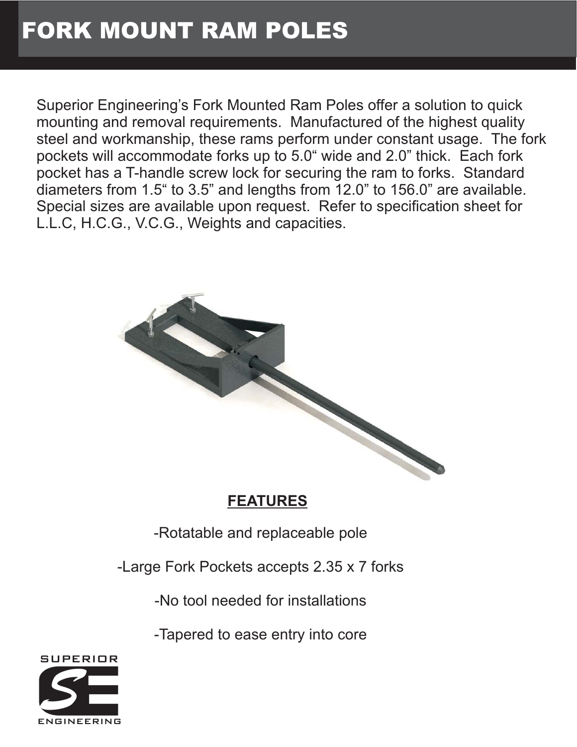# FORK MOUNT RAM POLES

Superior Engineering's Fork Mounted Ram Poles offer a solution to quick mounting and removal requirements. Manufactured of the highest quality steel and workmanship, these rams perform under constant usage. The fork pockets will accommodate forks up to 5.0" wide and 2.0" thick. Each fork pocket has a T-handle screw lock for securing the ram to forks. Standard diameters from 1.5" to 3.5" and lengths from 12.0" to 156.0" are available. Special sizes are available upon request. Refer to specification sheet for L.L.C, H.C.G., V.C.G., Weights and capacities.

## FEATURES

-Rotatable and replaceable pole

-Large Fork Pockets accepts 2.35 x 7 forks

-No tool needed for installations

-Tapered to ease entry into core

SUPERIOR ENGINEERING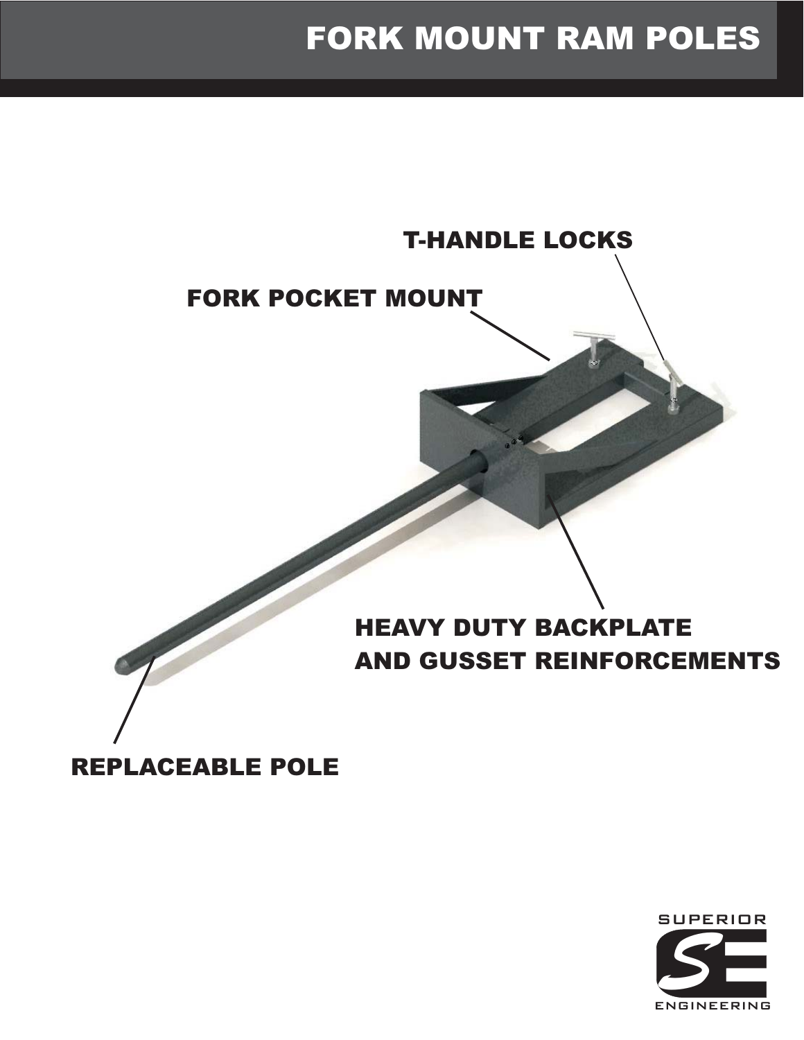# FORK MOUNT RAM POLES

T-HANDLE LOCKS

FORK POCKET MOUNT

HEAVY DUTY BACKPLATE AND GUSSET REINFORCEMENTS

REPLACEABLE POLE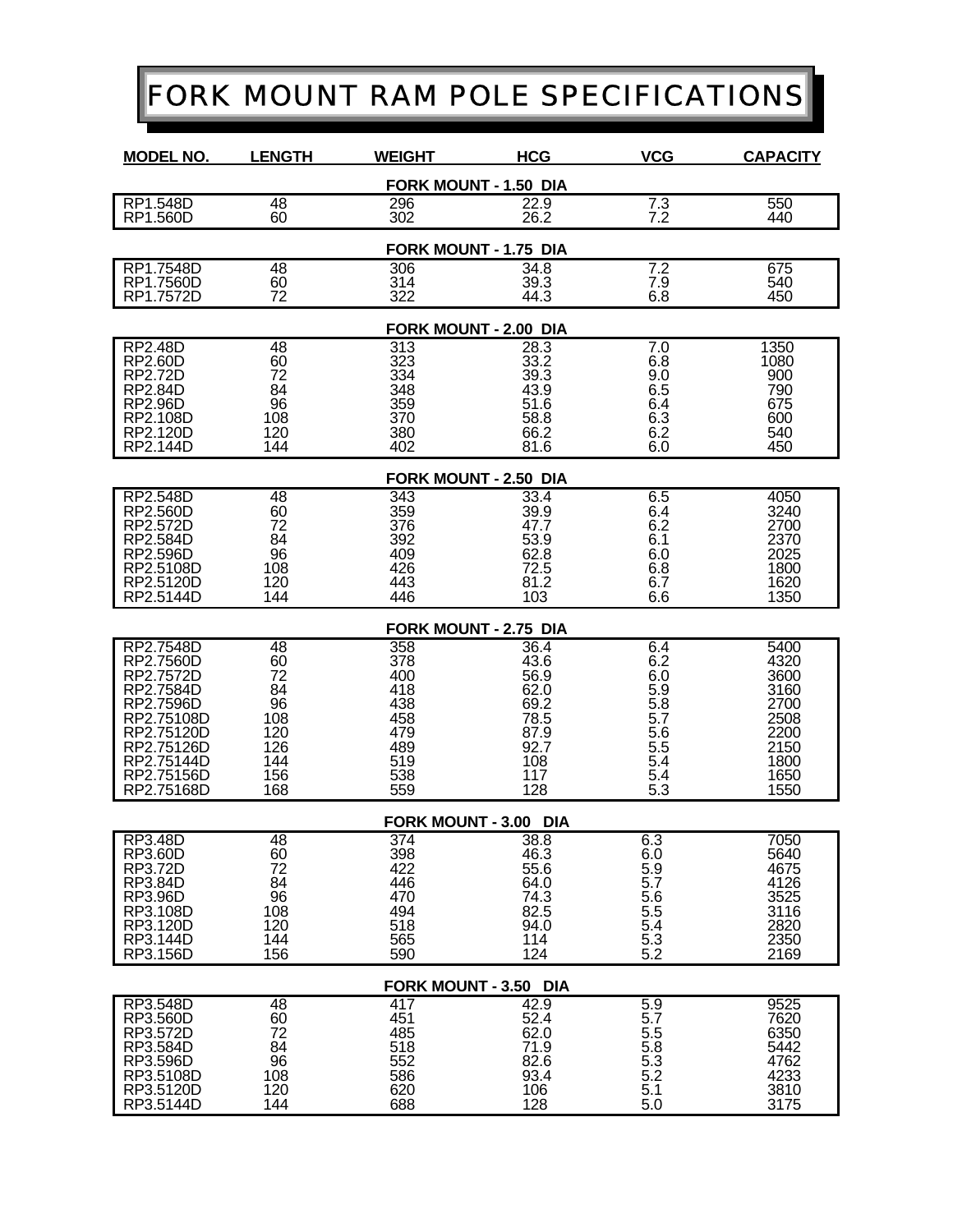# FORK MOUNT RAM POLE SPECIFICATIONS

| MODEL NO. | LENGTH | WEIGHT | HCG | VCG | CAPACITY |
|---|---|---|---|---|---|
| | | **FORK MOUNT - 1.50 DIA** | | | |
| RP1.548D | 48 | 296 | 22.9 | 7.3 | 550 |
| RP1.560D | 60 | 302 | 26.2 | 7.2 | 440 |
| | | **FORK MOUNT - 1.75 DIA** | | | |
| RP1.7548D | 48 | 306 | 34.8 | 7.2 | 675 |
| RP1.7560D | 60 | 314 | 39.3 | 7.9 | 540 |
| RP1.7572D | 72 | 322 | 44.3 | 6.8 | 450 |
| | | **FORK MOUNT - 2.00 DIA** | | | |
| RP2.48D | 48 | 313 | 28.3 | 7.0 | 1350 |
| RP2.60D | 60 | 323 | 33.2 | 6.8 | 1080 |
| RP2.72D | 72 | 334 | 39.3 | 9.0 | 900 |
| RP2.84D | 84 | 348 | 43.9 | 6.5 | 790 |
| RP2.96D | 96 | 359 | 51.6 | 6.4 | 675 |
| RP2.108D | 108 | 370 | 58.8 | 6.3 | 600 |
| RP2.120D | 120 | 380 | 66.2 | 6.2 | 540 |
| RP2.144D | 144 | 402 | 81.6 | 6.0 | 450 |
| | | **FORK MOUNT - 2.50 DIA** | | | |
| RP2.548D | 48 | 343 | 33.4 | 6.5 | 4050 |
| RP2.560D | 60 | 359 | 39.9 | 6.4 | 3240 |
| RP2.572D | 72 | 376 | 47.7 | 6.2 | 2700 |
| RP2.584D | 84 | 392 | 53.9 | 6.1 | 2370 |
| RP2.596D | 96 | 409 | 62.8 | 6.0 | 2025 |
| RP2.5108D | 108 | 426 | 72.5 | 6.8 | 1800 |
| RP2.5120D | 120 | 443 | 81.2 | 6.7 | 1620 |
| RP2.5144D | 144 | 446 | 103 | 6.6 | 1350 |
| | | **FORK MOUNT - 2.75 DIA** | | | |
| RP2.7548D | 48 | 358 | 36.4 | 6.4 | 5400 |
| RP2.7560D | 60 | 378 | 43.6 | 6.2 | 4320 |
| RP2.7572D | 72 | 400 | 56.9 | 6.0 | 3600 |
| RP2.7584D | 84 | 418 | 62.0 | 5.9 | 3160 |
| RP2.7596D | 96 | 438 | 69.2 | 5.8 | 2700 |
| RP2.75108D | 108 | 458 | 78.5 | 5.7 | 2508 |
| RP2.75120D | 120 | 479 | 87.9 | 5.6 | 2200 |
| RP2.75126D | 126 | 489 | 92.7 | 5.5 | 2150 |
| RP2.75144D | 144 | 519 | 108 | 5.4 | 1800 |
| RP2.75156D | 156 | 538 | 117 | 5.4 | 1650 |
| RP2.75168D | 168 | 559 | 128 | 5.3 | 1550 |
| | | **FORK MOUNT - 3.00 DIA** | | | |
| RP3.48D | 48 | 374 | 38.8 | 6.3 | 7050 |
| RP3.60D | 60 | 398 | 46.3 | 6.0 | 5640 |
| RP3.72D | 72 | 422 | 55.6 | 5.9 | 4675 |
| RP3.84D | 84 | 446 | 64.0 | 5.7 | 4126 |
| RP3.96D | 96 | 470 | 74.3 | 5.6 | 3525 |
| RP3.108D | 108 | 494 | 82.5 | 5.5 | 3116 |
| RP3.120D | 120 | 518 | 94.0 | 5.4 | 2820 |
| RP3.144D | 144 | 565 | 114 | 5.3 | 2350 |
| RP3.156D | 156 | 590 | 124 | 5.2 | 2169 |
| | | **FORK MOUNT - 3.50 DIA** | | | |
| RP3.548D | 48 | 417 | 42.9 | 5.9 | 9525 |
| RP3.560D | 60 | 451 | 52.4 | 5.7 | 7620 |
| RP3.572D | 72 | 485 | 62.0 | 5.5 | 6350 |
| RP3.584D | 84 | 518 | 71.9 | 5.8 | 5442 |
| RP3.596D | 96 | 552 | 82.6 | 5.3 | 4762 |
| RP3.5108D | 108 | 586 | 93.4 | 5.2 | 4233 |
| RP3.5120D | 120 | 620 | 106 | 5.1 | 3810 |
| RP3.5144D | 144 | 688 | 128 | 5.0 | 3175 |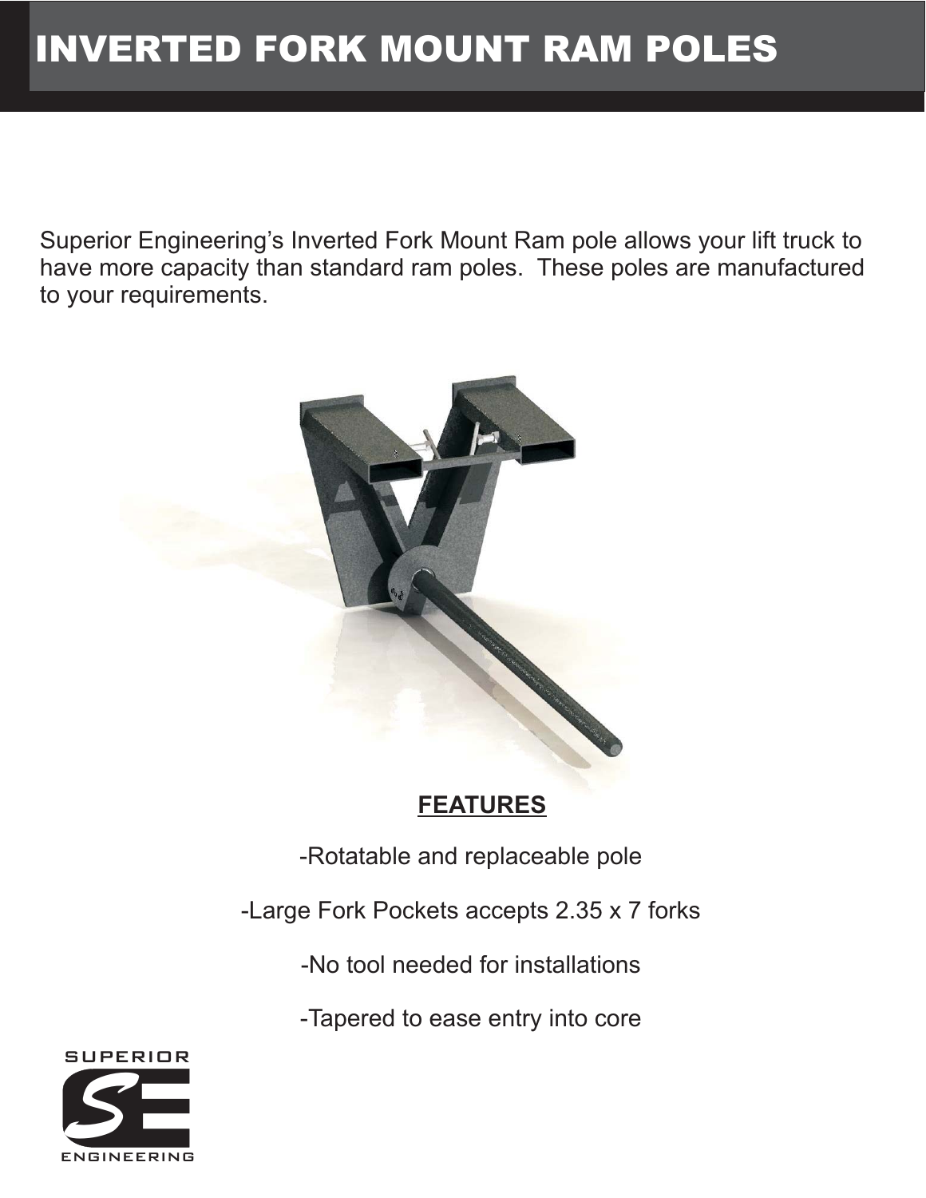# INVERTED FORK MOUNT RAM POLES

Superior Engineering's Inverted Fork Mount Ram pole allows your lift truck to have more capacity than standard ram poles. These poles are manufactured to your requirements.

**FEATURES**

-Rotatable and replaceable pole

-Large Fork Pockets accepts 2.35 x 7 forks

-No tool needed for installations

-Tapered to ease entry into core

SUPERIOR ENGINEERING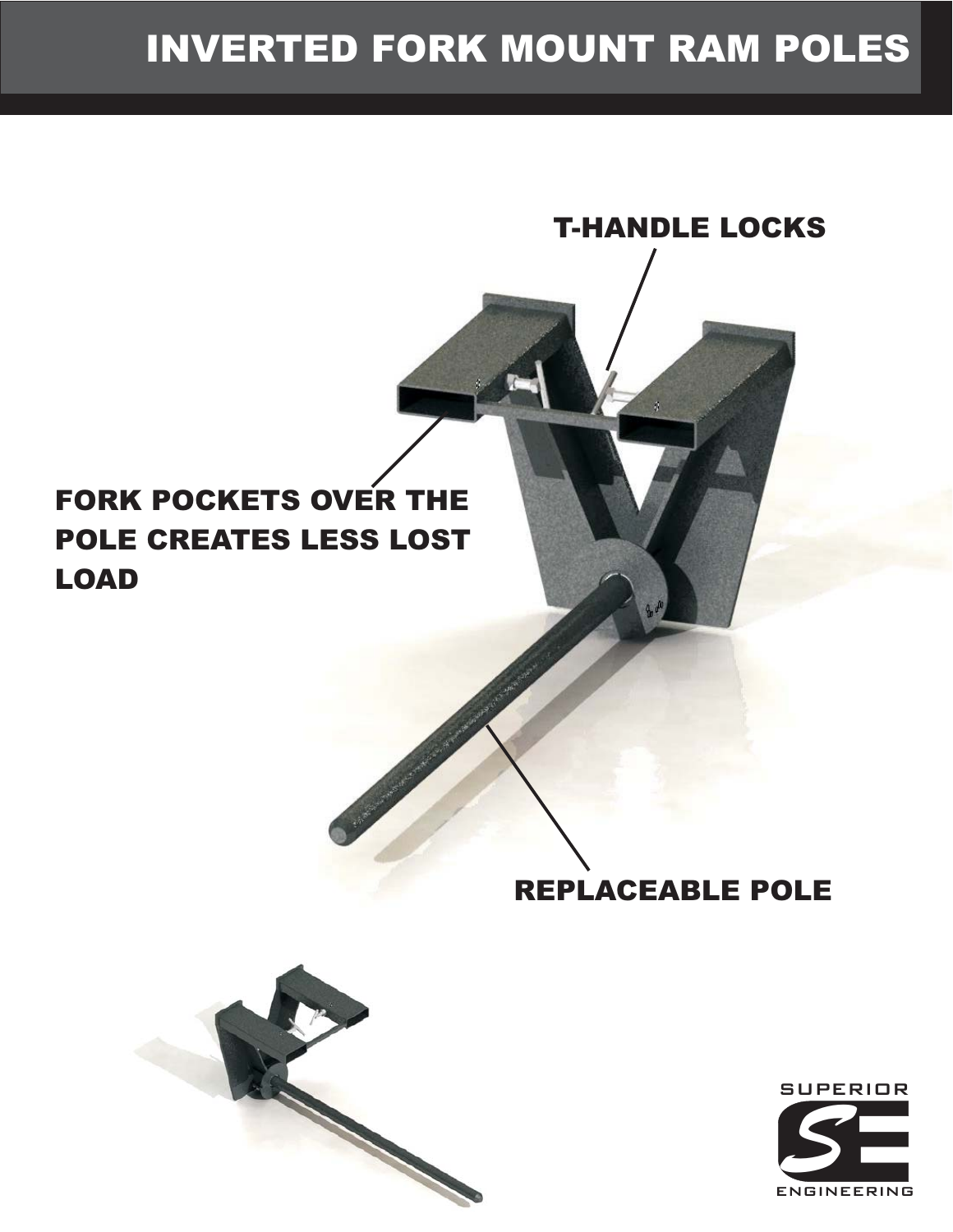# INVERTED FORK MOUNT RAM POLES

T-HANDLE LOCKS

FORK POCKETS OVER THE POLE CREATES LESS LOST LOAD

REPLACEABLE POLE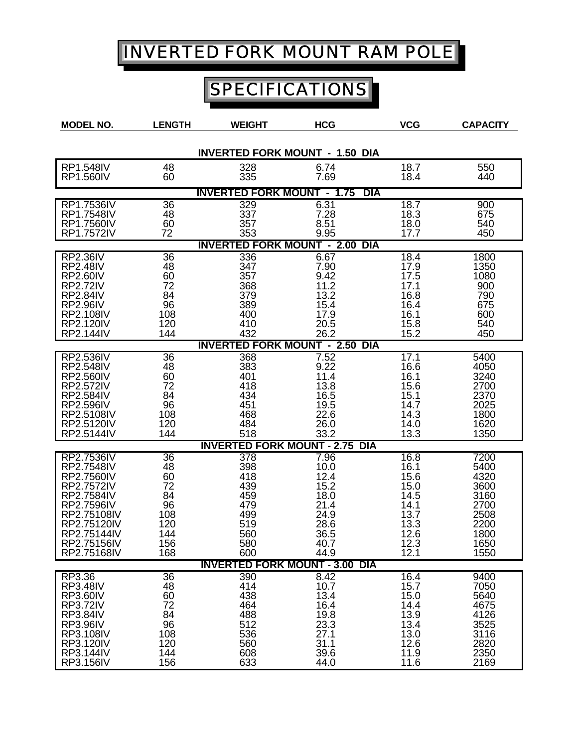# INVERTED FORK MOUNT RAM POLE

## SPECIFICATIONS

| MODEL NO. | LENGTH | WEIGHT | HCG | VCG | CAPACITY |
|---|---|---|---|---|---|
| **INVERTED FORK MOUNT - 1.50 DIA** | | | | | |
| RP1.548IV | 48 | 328 | 6.74 | 18.7 | 550 |
| RP1.560IV | 60 | 335 | 7.69 | 18.4 | 440 |
| **INVERTED FORK MOUNT - 1.75 DIA** | | | | | |
| RP1.7536IV | 36 | 329 | 6.31 | 18.7 | 900 |
| RP1.7548IV | 48 | 337 | 7.28 | 18.3 | 675 |
| RP1.7560IV | 60 | 357 | 8.51 | 18.0 | 540 |
| RP1.7572IV | 72 | 353 | 9.95 | 17.7 | 450 |
| **INVERTED FORK MOUNT - 2.00 DIA** | | | | | |
| RP2.36IV | 36 | 336 | 6.67 | 18.4 | 1800 |
| RP2.48IV | 48 | 347 | 7.90 | 17.9 | 1350 |
| RP2.60IV | 60 | 357 | 9.42 | 17.5 | 1080 |
| RP2.72IV | 72 | 368 | 11.2 | 17.1 | 900 |
| RP2.84IV | 84 | 379 | 13.2 | 16.8 | 790 |
| RP2.96IV | 96 | 389 | 15.4 | 16.4 | 675 |
| RP2.108IV | 108 | 400 | 17.9 | 16.1 | 600 |
| RP2.120IV | 120 | 410 | 20.5 | 15.8 | 540 |
| RP2.144IV | 144 | 432 | 26.2 | 15.2 | 450 |
| **INVERTED FORK MOUNT - 2.50 DIA** | | | | | |
| RP2.536IV | 36 | 368 | 7.52 | 17.1 | 5400 |
| RP2.548IV | 48 | 383 | 9.22 | 16.6 | 4050 |
| RP2.560IV | 60 | 401 | 11.4 | 16.1 | 3240 |
| RP2.572IV | 72 | 418 | 13.8 | 15.6 | 2700 |
| RP2.584IV | 84 | 434 | 16.5 | 15.1 | 2370 |
| RP2.596IV | 96 | 451 | 19.5 | 14.7 | 2025 |
| RP2.5108IV | 108 | 468 | 22.6 | 14.3 | 1800 |
| RP2.5120IV | 120 | 484 | 26.0 | 14.0 | 1620 |
| RP2.5144IV | 144 | 518 | 33.2 | 13.3 | 1350 |
| **INVERTED FORK MOUNT - 2.75 DIA** | | | | | |
| RP2.7536IV | 36 | 378 | 7.96 | 16.8 | 7200 |
| RP2.7548IV | 48 | 398 | 10.0 | 16.1 | 5400 |
| RP2.7560IV | 60 | 418 | 12.4 | 15.6 | 4320 |
| RP2.7572IV | 72 | 439 | 15.2 | 15.0 | 3600 |
| RP2.7584IV | 84 | 459 | 18.0 | 14.5 | 3160 |
| RP2.7596IV | 96 | 479 | 21.4 | 14.1 | 2700 |
| RP2.75108IV | 108 | 499 | 24.9 | 13.7 | 2508 |
| RP2.75120IV | 120 | 519 | 28.6 | 13.3 | 2200 |
| RP2.75144IV | 144 | 560 | 36.5 | 12.6 | 1800 |
| RP2.75156IV | 156 | 580 | 40.7 | 12.3 | 1650 |
| RP2.75168IV | 168 | 600 | 44.9 | 12.1 | 1550 |
| **INVERTED FORK MOUNT - 3.00 DIA** | | | | | |
| RP3.36 | 36 | 390 | 8.42 | 16.4 | 9400 |
| RP3.48IV | 48 | 414 | 10.7 | 15.7 | 7050 |
| RP3.60IV | 60 | 438 | 13.4 | 15.0 | 5640 |
| RP3.72IV | 72 | 464 | 16.4 | 14.4 | 4675 |
| RP3.84IV | 84 | 488 | 19.8 | 13.9 | 4126 |
| RP3.96IV | 96 | 512 | 23.3 | 13.4 | 3525 |
| RP3.108IV | 108 | 536 | 27.1 | 13.0 | 3116 |
| RP3.120IV | 120 | 560 | 31.1 | 12.6 | 2820 |
| RP3.144IV | 144 | 608 | 39.6 | 11.9 | 2350 |
| RP3.156IV | 156 | 633 | 44.0 | 11.6 | 2169 |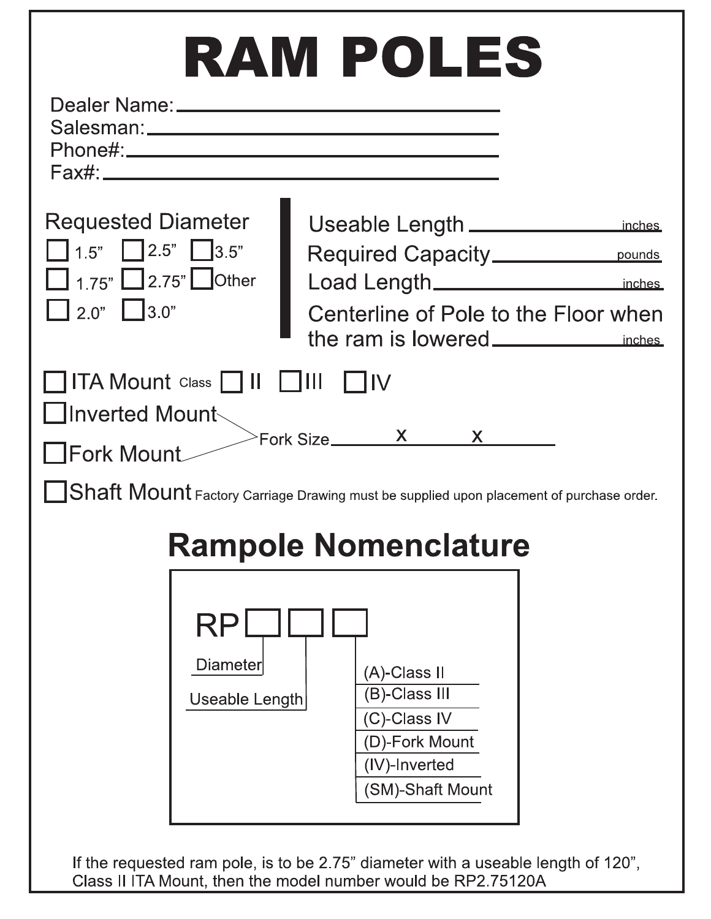# RAM POLES

Dealer Name: ______________________________

Salesman: ______________________________

Phone#: ______________________________

Fax#: ______________________________

**Requested Diameter**

- ☐ 1.5"
- ☐ 2.5"
- ☐ 3.5"
- ☐ 1.75"
- ☐ 2.75"
- ☐ Other
- ☐ 2.0"
- ☐ 3.0"

Useable Length ______________________ inches

Required Capacity ______________________ pounds

Load Length ______________________ inches

Centerline of Pole to the Floor when the ram is lowered ______________________ inches

☐ ITA Mount Class ☐ II ☐ III ☐ IV

☐ Inverted Mount

☐ Fork Mount

Fork Size ________ x ________ x ________

☐ Shaft Mount Factory Carriage Drawing must be supplied upon placement of purchase order.

## Rampole Nomenclature

RP ☐ ☐ ☐

- Diameter
- Useable Length
- (A)-Class II
- (B)-Class III
- (C)-Class IV
- (D)-Fork Mount
- (IV)-Inverted
- (SM)-Shaft Mount

If the requested ram pole, is to be 2.75" diameter with a useable length of 120", Class II ITA Mount, then the model number would be RP2.75120A